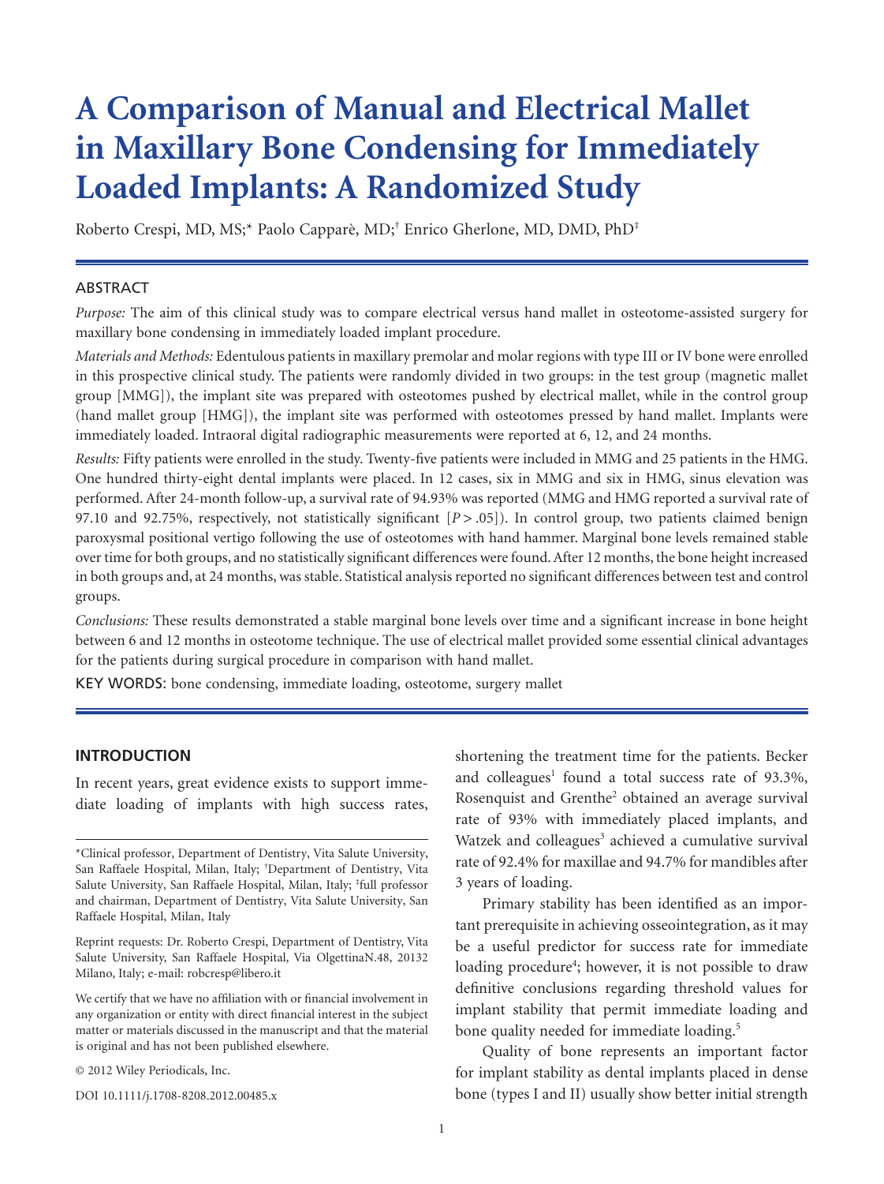# A Comparison of Manual and Electrical Mallet in Maxillary Bone Condensing for Immediately Loaded Implants: A Randomized Study

Roberto Crespi, MD, MS;* Paolo Capparè, MD;† Enrico Gherlone, MD, DMD, PhD‡

## ABSTRACT

*Purpose:* The aim of this clinical study was to compare electrical versus hand mallet in osteotome-assisted surgery for maxillary bone condensing in immediately loaded implant procedure.

*Materials and Methods:* Edentulous patients in maxillary premolar and molar regions with type III or IV bone were enrolled in this prospective clinical study. The patients were randomly divided in two groups: in the test group (magnetic mallet group [MMG]), the implant site was prepared with osteotomes pushed by electrical mallet, while in the control group (hand mallet group [HMG]), the implant site was performed with osteotomes pressed by hand mallet. Implants were immediately loaded. Intraoral digital radiographic measurements were reported at 6, 12, and 24 months.

*Results:* Fifty patients were enrolled in the study. Twenty-five patients were included in MMG and 25 patients in the HMG. One hundred thirty-eight dental implants were placed. In 12 cases, six in MMG and six in HMG, sinus elevation was performed. After 24-month follow-up, a survival rate of 94.93% was reported (MMG and HMG reported a survival rate of 97.10 and 92.75%, respectively, not statistically significant [$P > .05$]). In control group, two patients claimed benign paroxysmal positional vertigo following the use of osteotomes with hand hammer. Marginal bone levels remained stable over time for both groups, and no statistically significant differences were found. After 12 months, the bone height increased in both groups and, at 24 months, was stable. Statistical analysis reported no significant differences between test and control groups.

*Conclusions:* These results demonstrated a stable marginal bone levels over time and a significant increase in bone height between 6 and 12 months in osteotome technique. The use of electrical mallet provided some essential clinical advantages for the patients during surgical procedure in comparison with hand mallet.

KEY WORDS: bone condensing, immediate loading, osteotome, surgery mallet

## INTRODUCTION

In recent years, great evidence exists to support immediate loading of implants with high success rates, shortening the treatment time for the patients. Becker and colleagues[1] found a total success rate of 93.3%, Rosenquist and Grenthe[2] obtained an average survival rate of 93% with immediately placed implants, and Watzek and colleagues[3] achieved a cumulative survival rate of 92.4% for maxillae and 94.7% for mandibles after 3 years of loading.

Primary stability has been identified as an important prerequisite in achieving osseointegration, as it may be a useful predictor for success rate for immediate loading procedure[4]; however, it is not possible to draw definitive conclusions regarding threshold values for implant stability that permit immediate loading and bone quality needed for immediate loading.[5]

Quality of bone represents an important factor for implant stability as dental implants placed in dense bone (types I and II) usually show better initial strength

*Clinical professor, Department of Dentistry, Vita Salute University, San Raffaele Hospital, Milan, Italy; †Department of Dentistry, Vita Salute University, San Raffaele Hospital, Milan, Italy; ‡full professor and chairman, Department of Dentistry, Vita Salute University, San Raffaele Hospital, Milan, Italy

Reprint requests: Dr. Roberto Crespi, Department of Dentistry, Vita Salute University, San Raffaele Hospital, Via OlgettinaN.48, 20132 Milano, Italy; e-mail: robcresp@libero.it

We certify that we have no affiliation with or financial involvement in any organization or entity with direct financial interest in the subject matter or materials discussed in the manuscript and that the material is original and has not been published elsewhere.

© 2012 Wiley Periodicals, Inc.

DOI 10.1111/j.1708-8208.2012.00485.x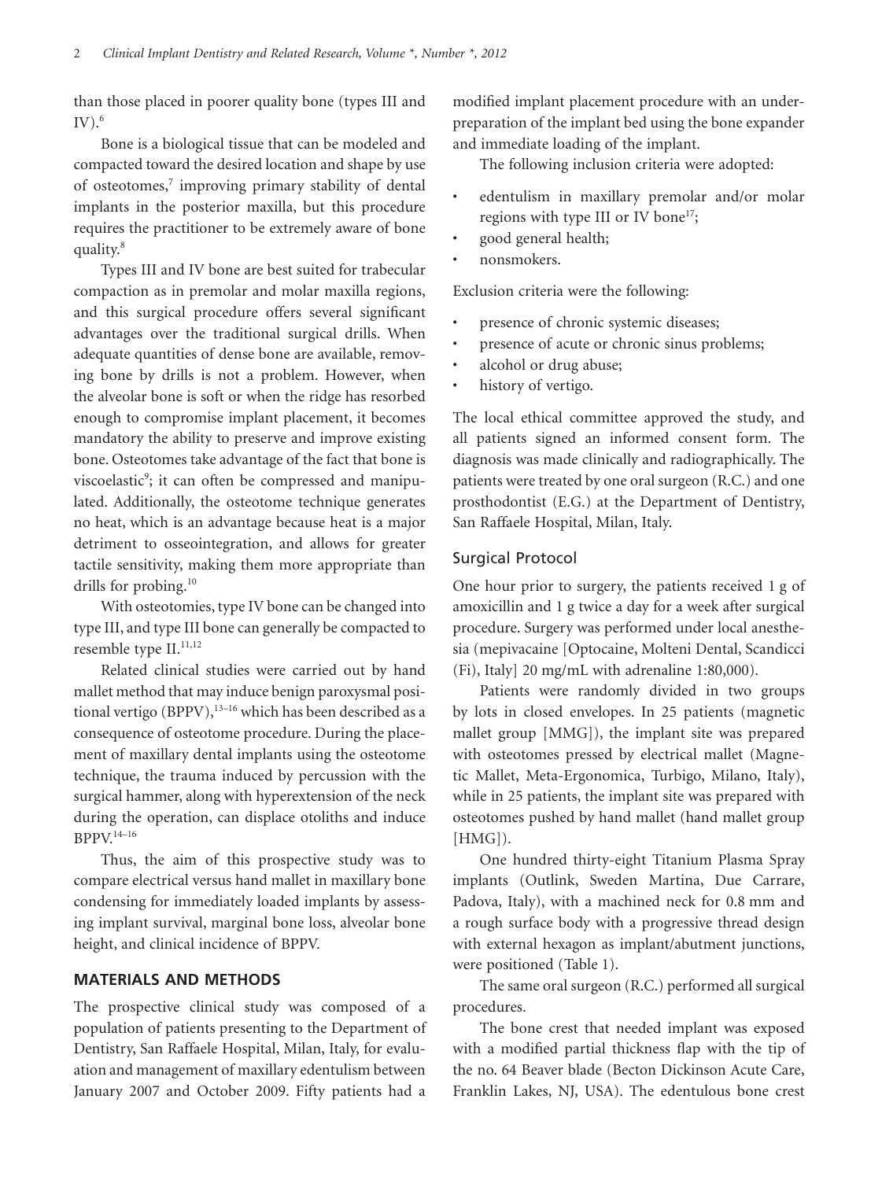than those placed in poorer quality bone (types III and IV).[6]

Bone is a biological tissue that can be modeled and compacted toward the desired location and shape by use of osteotomes,[7] improving primary stability of dental implants in the posterior maxilla, but this procedure requires the practitioner to be extremely aware of bone quality.[8]

Types III and IV bone are best suited for trabecular compaction as in premolar and molar maxilla regions, and this surgical procedure offers several significant advantages over the traditional surgical drills. When adequate quantities of dense bone are available, removing bone by drills is not a problem. However, when the alveolar bone is soft or when the ridge has resorbed enough to compromise implant placement, it becomes mandatory the ability to preserve and improve existing bone. Osteotomes take advantage of the fact that bone is viscoelastic[9]; it can often be compressed and manipulated. Additionally, the osteotome technique generates no heat, which is an advantage because heat is a major detriment to osseointegration, and allows for greater tactile sensitivity, making them more appropriate than drills for probing.[10]

With osteotomies, type IV bone can be changed into type III, and type III bone can generally be compacted to resemble type II.[11,12]

Related clinical studies were carried out by hand mallet method that may induce benign paroxysmal positional vertigo (BPPV),[13–16] which has been described as a consequence of osteotome procedure. During the placement of maxillary dental implants using the osteotome technique, the trauma induced by percussion with the surgical hammer, along with hyperextension of the neck during the operation, can displace otoliths and induce BPPV.[14–16]

Thus, the aim of this prospective study was to compare electrical versus hand mallet in maxillary bone condensing for immediately loaded implants by assessing implant survival, marginal bone loss, alveolar bone height, and clinical incidence of BPPV.

## MATERIALS AND METHODS

The prospective clinical study was composed of a population of patients presenting to the Department of Dentistry, San Raffaele Hospital, Milan, Italy, for evaluation and management of maxillary edentulism between January 2007 and October 2009. Fifty patients had a modified implant placement procedure with an under-preparation of the implant bed using the bone expander and immediate loading of the implant.

The following inclusion criteria were adopted:

- edentulism in maxillary premolar and/or molar regions with type III or IV bone[17];
- good general health;
- nonsmokers.

Exclusion criteria were the following:

- presence of chronic systemic diseases;
- presence of acute or chronic sinus problems;
- alcohol or drug abuse;
- history of vertigo.

The local ethical committee approved the study, and all patients signed an informed consent form. The diagnosis was made clinically and radiographically. The patients were treated by one oral surgeon (R.C.) and one prosthodontist (E.G.) at the Department of Dentistry, San Raffaele Hospital, Milan, Italy.

### Surgical Protocol

One hour prior to surgery, the patients received 1 g of amoxicillin and 1 g twice a day for a week after surgical procedure. Surgery was performed under local anesthesia (mepivacaine [Optocaine, Molteni Dental, Scandicci (Fi), Italy] 20 mg/mL with adrenaline 1:80,000).

Patients were randomly divided in two groups by lots in closed envelopes. In 25 patients (magnetic mallet group [MMG]), the implant site was prepared with osteotomes pressed by electrical mallet (Magnetic Mallet, Meta-Ergonomica, Turbigo, Milano, Italy), while in 25 patients, the implant site was prepared with osteotomes pushed by hand mallet (hand mallet group [HMG]).

One hundred thirty-eight Titanium Plasma Spray implants (Outlink, Sweden Martina, Due Carrare, Padova, Italy), with a machined neck for 0.8 mm and a rough surface body with a progressive thread design with external hexagon as implant/abutment junctions, were positioned (Table 1).

The same oral surgeon (R.C.) performed all surgical procedures.

The bone crest that needed implant was exposed with a modified partial thickness flap with the tip of the no. 64 Beaver blade (Becton Dickinson Acute Care, Franklin Lakes, NJ, USA). The edentulous bone crest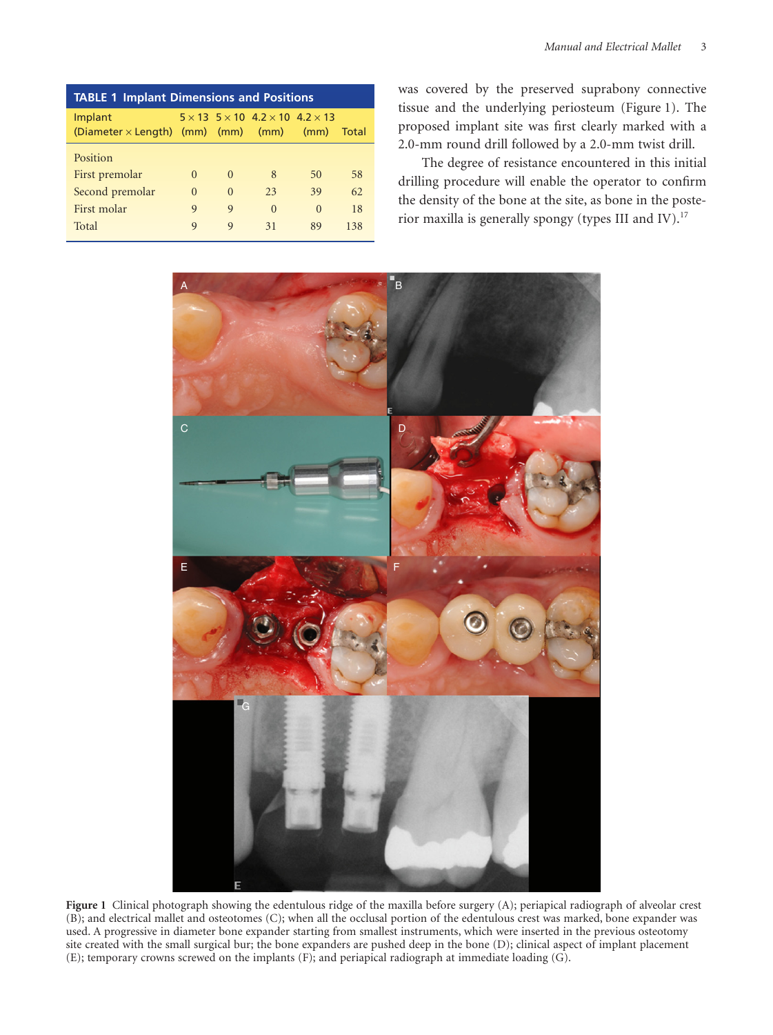**TABLE 1 Implant Dimensions and Positions**

| Implant (Diameter × Length) | 5 × 13 (mm) | 5 × 10 (mm) | 4.2 × 10 (mm) | 4.2 × 13 (mm) | Total |
|---|---|---|---|---|---|
| Position | | | | | |
| First premolar | 0 | 0 | 8 | 50 | 58 |
| Second premolar | 0 | 0 | 23 | 39 | 62 |
| First molar | 9 | 9 | 0 | 0 | 18 |
| Total | 9 | 9 | 31 | 89 | 138 |

was covered by the preserved suprabony connective tissue and the underlying periosteum (Figure 1). The proposed implant site was first clearly marked with a 2.0-mm round drill followed by a 2.0-mm twist drill.

The degree of resistance encountered in this initial drilling procedure will enable the operator to confirm the density of the bone at the site, as bone in the posterior maxilla is generally spongy (types III and IV).[17]

**Figure 1** Clinical photograph showing the edentulous ridge of the maxilla before surgery (A); periapical radiograph of alveolar crest (B); and electrical mallet and osteotomes (C); when all the occlusal portion of the edentulous crest was marked, bone expander was used. A progressive in diameter bone expander starting from smallest instruments, which were inserted in the previous osteotomy site created with the small surgical bur; the bone expanders are pushed deep in the bone (D); clinical aspect of implant placement (E); temporary crowns screwed on the implants (F); and periapical radiograph at immediate loading (G).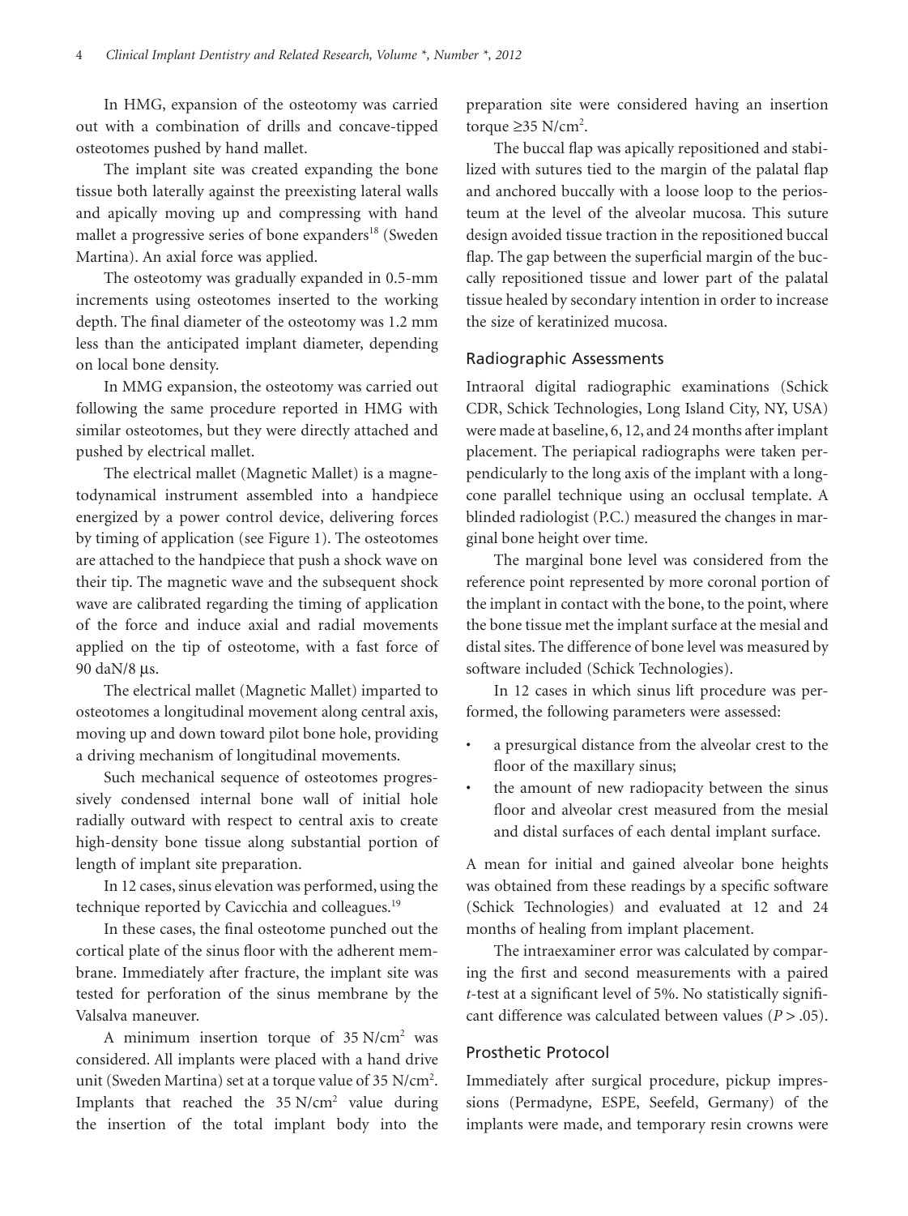In HMG, expansion of the osteotomy was carried out with a combination of drills and concave-tipped osteotomes pushed by hand mallet.

The implant site was created expanding the bone tissue both laterally against the preexisting lateral walls and apically moving up and compressing with hand mallet a progressive series of bone expanders[18] (Sweden Martina). An axial force was applied.

The osteotomy was gradually expanded in 0.5-mm increments using osteotomes inserted to the working depth. The final diameter of the osteotomy was 1.2 mm less than the anticipated implant diameter, depending on local bone density.

In MMG expansion, the osteotomy was carried out following the same procedure reported in HMG with similar osteotomes, but they were directly attached and pushed by electrical mallet.

The electrical mallet (Magnetic Mallet) is a magnetodynamical instrument assembled into a handpiece energized by a power control device, delivering forces by timing of application (see Figure 1). The osteotomes are attached to the handpiece that push a shock wave on their tip. The magnetic wave and the subsequent shock wave are calibrated regarding the timing of application of the force and induce axial and radial movements applied on the tip of osteotome, with a fast force of 90 daN/8 µs.

The electrical mallet (Magnetic Mallet) imparted to osteotomes a longitudinal movement along central axis, moving up and down toward pilot bone hole, providing a driving mechanism of longitudinal movements.

Such mechanical sequence of osteotomes progressively condensed internal bone wall of initial hole radially outward with respect to central axis to create high-density bone tissue along substantial portion of length of implant site preparation.

In 12 cases, sinus elevation was performed, using the technique reported by Cavicchia and colleagues.[19]

In these cases, the final osteotome punched out the cortical plate of the sinus floor with the adherent membrane. Immediately after fracture, the implant site was tested for perforation of the sinus membrane by the Valsalva maneuver.

A minimum insertion torque of 35 N/cm$^2$ was considered. All implants were placed with a hand drive unit (Sweden Martina) set at a torque value of 35 N/cm$^2$. Implants that reached the 35 N/cm$^2$ value during the insertion of the total implant body into the preparation site were considered having an insertion torque ≥35 N/cm$^2$.

The buccal flap was apically repositioned and stabilized with sutures tied to the margin of the palatal flap and anchored buccally with a loose loop to the periosteum at the level of the alveolar mucosa. This suture design avoided tissue traction in the repositioned buccal flap. The gap between the superficial margin of the buccally repositioned tissue and lower part of the palatal tissue healed by secondary intention in order to increase the size of keratinized mucosa.

## Radiographic Assessments

Intraoral digital radiographic examinations (Schick CDR, Schick Technologies, Long Island City, NY, USA) were made at baseline, 6, 12, and 24 months after implant placement. The periapical radiographs were taken perpendicularly to the long axis of the implant with a long-cone parallel technique using an occlusal template. A blinded radiologist (P.C.) measured the changes in marginal bone height over time.

The marginal bone level was considered from the reference point represented by more coronal portion of the implant in contact with the bone, to the point, where the bone tissue met the implant surface at the mesial and distal sites. The difference of bone level was measured by software included (Schick Technologies).

In 12 cases in which sinus lift procedure was performed, the following parameters were assessed:

- a presurgical distance from the alveolar crest to the floor of the maxillary sinus;
- the amount of new radiopacity between the sinus floor and alveolar crest measured from the mesial and distal surfaces of each dental implant surface.

A mean for initial and gained alveolar bone heights was obtained from these readings by a specific software (Schick Technologies) and evaluated at 12 and 24 months of healing from implant placement.

The intraexaminer error was calculated by comparing the first and second measurements with a paired *t*-test at a significant level of 5%. No statistically significant difference was calculated between values ($P > .05$).

## Prosthetic Protocol

Immediately after surgical procedure, pickup impressions (Permadyne, ESPE, Seefeld, Germany) of the implants were made, and temporary resin crowns were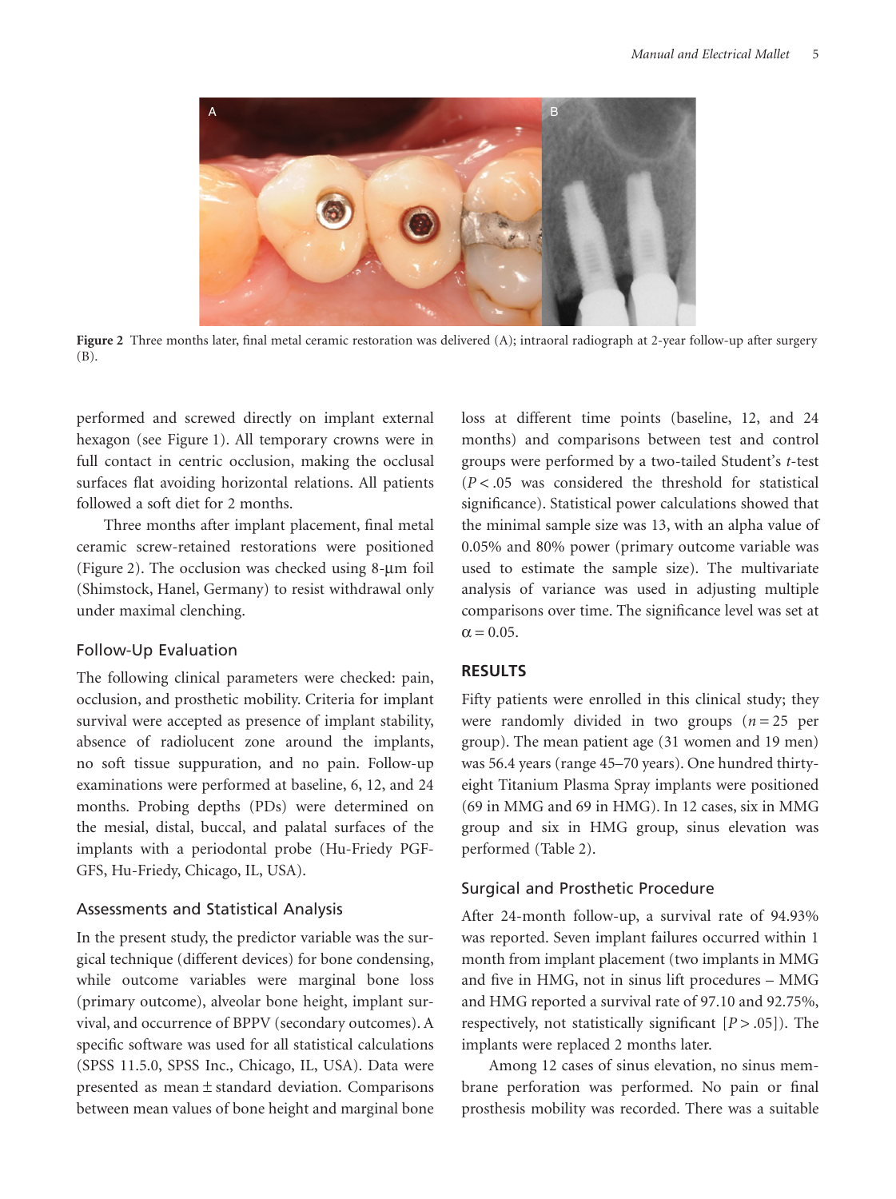Figure 2 Three months later, final metal ceramic restoration was delivered (A); intraoral radiograph at 2-year follow-up after surgery (B).

performed and screwed directly on implant external hexagon (see Figure 1). All temporary crowns were in full contact in centric occlusion, making the occlusal surfaces flat avoiding horizontal relations. All patients followed a soft diet for 2 months.

Three months after implant placement, final metal ceramic screw-retained restorations were positioned (Figure 2). The occlusion was checked using 8-µm foil (Shimstock, Hanel, Germany) to resist withdrawal only under maximal clenching.

### Follow-Up Evaluation

The following clinical parameters were checked: pain, occlusion, and prosthetic mobility. Criteria for implant survival were accepted as presence of implant stability, absence of radiolucent zone around the implants, no soft tissue suppuration, and no pain. Follow-up examinations were performed at baseline, 6, 12, and 24 months. Probing depths (PDs) were determined on the mesial, distal, buccal, and palatal surfaces of the implants with a periodontal probe (Hu-Friedy PGF-GFS, Hu-Friedy, Chicago, IL, USA).

### Assessments and Statistical Analysis

In the present study, the predictor variable was the surgical technique (different devices) for bone condensing, while outcome variables were marginal bone loss (primary outcome), alveolar bone height, implant survival, and occurrence of BPPV (secondary outcomes). A specific software was used for all statistical calculations (SPSS 11.5.0, SPSS Inc., Chicago, IL, USA). Data were presented as mean ± standard deviation. Comparisons between mean values of bone height and marginal bone loss at different time points (baseline, 12, and 24 months) and comparisons between test and control groups were performed by a two-tailed Student's *t*-test ($P < .05$ was considered the threshold for statistical significance). Statistical power calculations showed that the minimal sample size was 13, with an alpha value of 0.05% and 80% power (primary outcome variable was used to estimate the sample size). The multivariate analysis of variance was used in adjusting multiple comparisons over time. The significance level was set at $\alpha = 0.05$.

## RESULTS

Fifty patients were enrolled in this clinical study; they were randomly divided in two groups ($n = 25$ per group). The mean patient age (31 women and 19 men) was 56.4 years (range 45–70 years). One hundred thirty-eight Titanium Plasma Spray implants were positioned (69 in MMG and 69 in HMG). In 12 cases, six in MMG group and six in HMG group, sinus elevation was performed (Table 2).

### Surgical and Prosthetic Procedure

After 24-month follow-up, a survival rate of 94.93% was reported. Seven implant failures occurred within 1 month from implant placement (two implants in MMG and five in HMG, not in sinus lift procedures – MMG and HMG reported a survival rate of 97.10 and 92.75%, respectively, not statistically significant [$P > .05$]). The implants were replaced 2 months later.

Among 12 cases of sinus elevation, no sinus membrane perforation was performed. No pain or final prosthesis mobility was recorded. There was a suitable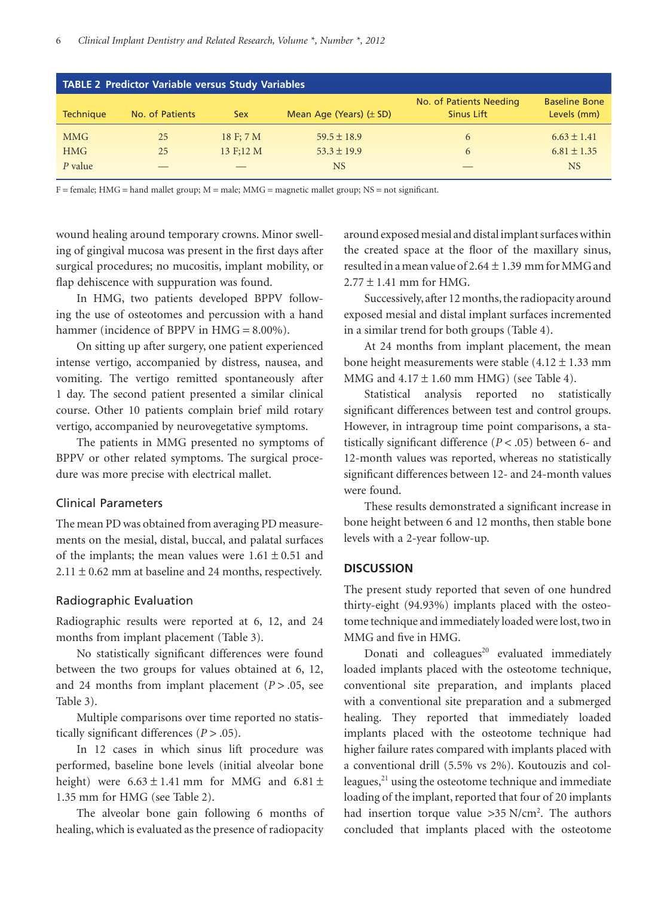**TABLE 2 Predictor Variable versus Study Variables**

| Technique | No. of Patients | Sex | Mean Age (Years) (± SD) | No. of Patients Needing Sinus Lift | Baseline Bone Levels (mm) |
|---|---|---|---|---|---|
| MMG | 25 | 18 F; 7 M | 59.5 ± 18.9 | 6 | 6.63 ± 1.41 |
| HMG | 25 | 13 F;12 M | 53.3 ± 19.9 | 6 | 6.81 ± 1.35 |
| *P* value | — | — | NS | — | NS |

F = female; HMG = hand mallet group; M = male; MMG = magnetic mallet group; NS = not significant.

wound healing around temporary crowns. Minor swelling of gingival mucosa was present in the first days after surgical procedures; no mucositis, implant mobility, or flap dehiscence with suppuration was found.

In HMG, two patients developed BPPV following the use of osteotomes and percussion with a hand hammer (incidence of BPPV in HMG = 8.00%).

On sitting up after surgery, one patient experienced intense vertigo, accompanied by distress, nausea, and vomiting. The vertigo remitted spontaneously after 1 day. The second patient presented a similar clinical course. Other 10 patients complain brief mild rotary vertigo, accompanied by neurovegetative symptoms.

The patients in MMG presented no symptoms of BPPV or other related symptoms. The surgical procedure was more precise with electrical mallet.

## Clinical Parameters

The mean PD was obtained from averaging PD measurements on the mesial, distal, buccal, and palatal surfaces of the implants; the mean values were 1.61 ± 0.51 and 2.11 ± 0.62 mm at baseline and 24 months, respectively.

## Radiographic Evaluation

Radiographic results were reported at 6, 12, and 24 months from implant placement (Table 3).

No statistically significant differences were found between the two groups for values obtained at 6, 12, and 24 months from implant placement ($P > .05$, see Table 3).

Multiple comparisons over time reported no statistically significant differences ($P > .05$).

In 12 cases in which sinus lift procedure was performed, baseline bone levels (initial alveolar bone height) were 6.63 ± 1.41 mm for MMG and 6.81 ± 1.35 mm for HMG (see Table 2).

The alveolar bone gain following 6 months of healing, which is evaluated as the presence of radiopacity around exposed mesial and distal implant surfaces within the created space at the floor of the maxillary sinus, resulted in a mean value of 2.64 ± 1.39 mm for MMG and 2.77 ± 1.41 mm for HMG.

Successively, after 12 months, the radiopacity around exposed mesial and distal implant surfaces incremented in a similar trend for both groups (Table 4).

At 24 months from implant placement, the mean bone height measurements were stable (4.12 ± 1.33 mm MMG and 4.17 ± 1.60 mm HMG) (see Table 4).

Statistical analysis reported no statistically significant differences between test and control groups. However, in intragroup time point comparisons, a statistically significant difference ($P < .05$) between 6- and 12-month values was reported, whereas no statistically significant differences between 12- and 24-month values were found.

These results demonstrated a significant increase in bone height between 6 and 12 months, then stable bone levels with a 2-year follow-up.

## DISCUSSION

The present study reported that seven of one hundred thirty-eight (94.93%) implants placed with the osteotome technique and immediately loaded were lost, two in MMG and five in HMG.

Donati and colleagues[20] evaluated immediately loaded implants placed with the osteotome technique, conventional site preparation, and implants placed with a conventional site preparation and a submerged healing. They reported that immediately loaded implants placed with the osteotome technique had higher failure rates compared with implants placed with a conventional drill (5.5% vs 2%). Koutouzis and colleagues,[21] using the osteotome technique and immediate loading of the implant, reported that four of 20 implants had insertion torque value >35 N/cm$^2$. The authors concluded that implants placed with the osteotome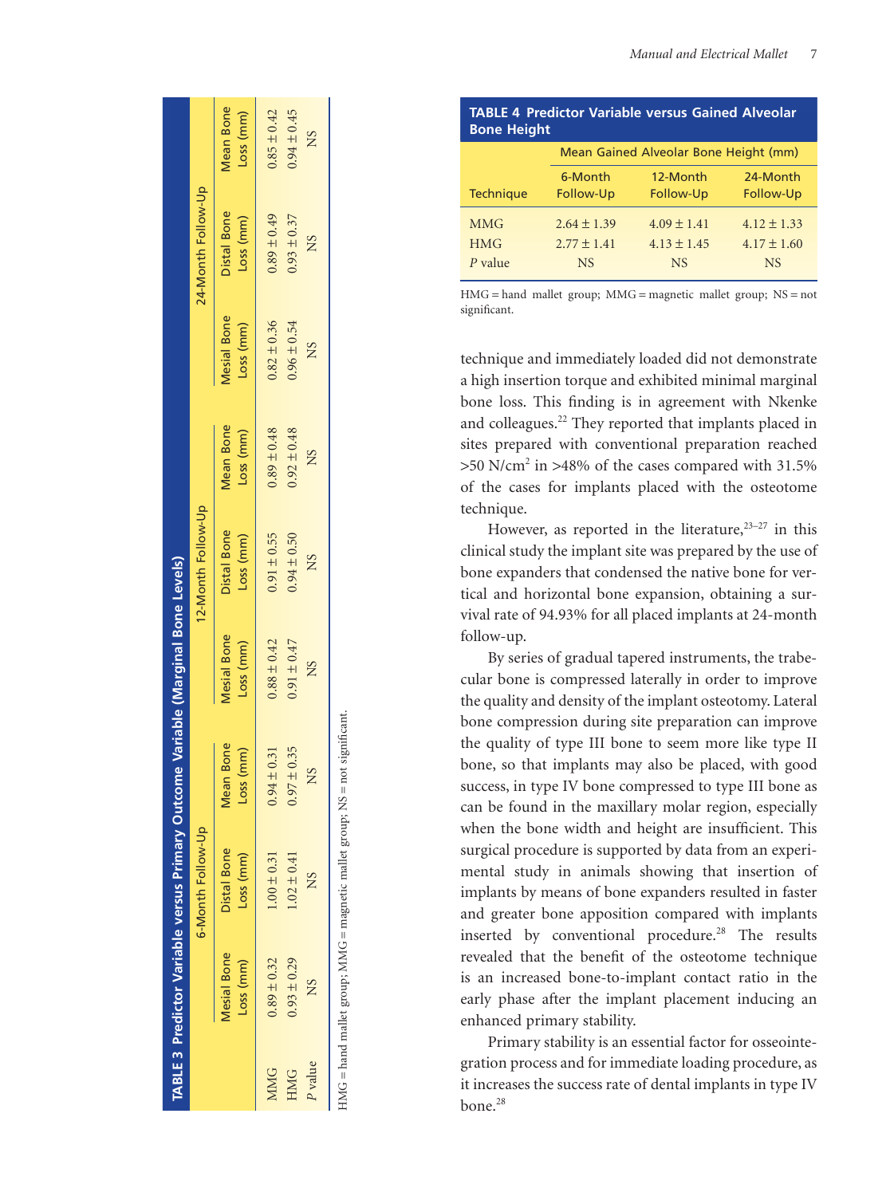**TABLE 3 Predictor Variable versus Primary Outcome Variable (Marginal Bone Levels)**

| | 6-Month Follow-Up | | | 12-Month Follow-Up | | | 24-Month Follow-Up | | |
|---|---|---|---|---|---|---|---|---|---|
| | Mesial Bone Loss (mm) | Distal Bone Loss (mm) | Mean Bone Loss (mm) | Mesial Bone Loss (mm) | Distal Bone Loss (mm) | Mean Bone Loss (mm) | Mesial Bone Loss (mm) | Distal Bone Loss (mm) | Mean Bone Loss (mm) |
| MMG | 0.89 ± 0.32 | 1.00 ± 0.31 | 0.94 ± 0.31 | 0.88 ± 0.42 | 0.91 ± 0.55 | 0.89 ± 0.48 | 0.82 ± 0.36 | 0.89 ± 0.49 | 0.85 ± 0.42 |
| HMG | 0.93 ± 0.29 | 1.02 ± 0.41 | 0.97 ± 0.35 | 0.91 ± 0.47 | 0.94 ± 0.50 | 0.92 ± 0.48 | 0.96 ± 0.54 | 0.93 ± 0.37 | 0.94 ± 0.45 |
| *P* value | NS | NS | NS | NS | NS | NS | NS | NS | NS |

HMG = hand mallet group; MMG = magnetic mallet group; NS = not significant.

**TABLE 4 Predictor Variable versus Gained Alveolar Bone Height**

| | Mean Gained Alveolar Bone Height (mm) | | |
|---|---|---|---|
| Technique | 6-Month Follow-Up | 12-Month Follow-Up | 24-Month Follow-Up |
| MMG | 2.64 ± 1.39 | 4.09 ± 1.41 | 4.12 ± 1.33 |
| HMG | 2.77 ± 1.41 | 4.13 ± 1.45 | 4.17 ± 1.60 |
| *P* value | NS | NS | NS |

HMG = hand mallet group; MMG = magnetic mallet group; NS = not significant.

technique and immediately loaded did not demonstrate a high insertion torque and exhibited minimal marginal bone loss. This finding is in agreement with Nkenke and colleagues.[22] They reported that implants placed in sites prepared with conventional preparation reached >50 N/cm$^2$ in >48% of the cases compared with 31.5% of the cases for implants placed with the osteotome technique.

However, as reported in the literature,[23–27] in this clinical study the implant site was prepared by the use of bone expanders that condensed the native bone for vertical and horizontal bone expansion, obtaining a survival rate of 94.93% for all placed implants at 24-month follow-up.

By series of gradual tapered instruments, the trabecular bone is compressed laterally in order to improve the quality and density of the implant osteotomy. Lateral bone compression during site preparation can improve the quality of type III bone to seem more like type II bone, so that implants may also be placed, with good success, in type IV bone compressed to type III bone as can be found in the maxillary molar region, especially when the bone width and height are insufficient. This surgical procedure is supported by data from an experimental study in animals showing that insertion of implants by means of bone expanders resulted in faster and greater bone apposition compared with implants inserted by conventional procedure.[28] The results revealed that the benefit of the osteotome technique is an increased bone-to-implant contact ratio in the early phase after the implant placement inducing an enhanced primary stability.

Primary stability is an essential factor for osseointegration process and for immediate loading procedure, as it increases the success rate of dental implants in type IV bone.[28]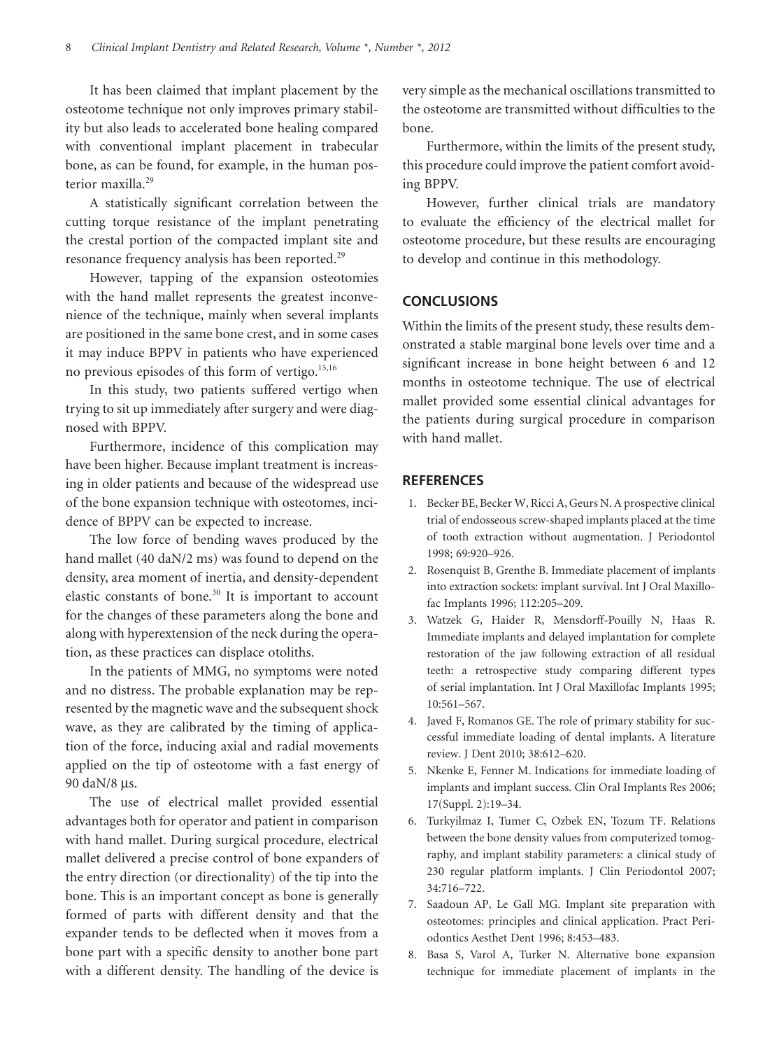It has been claimed that implant placement by the osteotome technique not only improves primary stability but also leads to accelerated bone healing compared with conventional implant placement in trabecular bone, as can be found, for example, in the human posterior maxilla.[29]

A statistically significant correlation between the cutting torque resistance of the implant penetrating the crestal portion of the compacted implant site and resonance frequency analysis has been reported.[29]

However, tapping of the expansion osteotomies with the hand mallet represents the greatest inconvenience of the technique, mainly when several implants are positioned in the same bone crest, and in some cases it may induce BPPV in patients who have experienced no previous episodes of this form of vertigo.[15,16]

In this study, two patients suffered vertigo when trying to sit up immediately after surgery and were diagnosed with BPPV.

Furthermore, incidence of this complication may have been higher. Because implant treatment is increasing in older patients and because of the widespread use of the bone expansion technique with osteotomes, incidence of BPPV can be expected to increase.

The low force of bending waves produced by the hand mallet (40 daN/2 ms) was found to depend on the density, area moment of inertia, and density-dependent elastic constants of bone.[30] It is important to account for the changes of these parameters along the bone and along with hyperextension of the neck during the operation, as these practices can displace otoliths.

In the patients of MMG, no symptoms were noted and no distress. The probable explanation may be represented by the magnetic wave and the subsequent shock wave, as they are calibrated by the timing of application of the force, inducing axial and radial movements applied on the tip of osteotome with a fast energy of 90 daN/8 μs.

The use of electrical mallet provided essential advantages both for operator and patient in comparison with hand mallet. During surgical procedure, electrical mallet delivered a precise control of bone expanders of the entry direction (or directionality) of the tip into the bone. This is an important concept as bone is generally formed of parts with different density and that the expander tends to be deflected when it moves from a bone part with a specific density to another bone part with a different density. The handling of the device is very simple as the mechanical oscillations transmitted to the osteotome are transmitted without difficulties to the bone.

Furthermore, within the limits of the present study, this procedure could improve the patient comfort avoiding BPPV.

However, further clinical trials are mandatory to evaluate the efficiency of the electrical mallet for osteotome procedure, but these results are encouraging to develop and continue in this methodology.

## CONCLUSIONS

Within the limits of the present study, these results demonstrated a stable marginal bone levels over time and a significant increase in bone height between 6 and 12 months in osteotome technique. The use of electrical mallet provided some essential clinical advantages for the patients during surgical procedure in comparison with hand mallet.

## REFERENCES

1. Becker BE, Becker W, Ricci A, Geurs N. A prospective clinical trial of endosseous screw-shaped implants placed at the time of tooth extraction without augmentation. J Periodontol 1998; 69:920–926.
2. Rosenquist B, Grenthe B. Immediate placement of implants into extraction sockets: implant survival. Int J Oral Maxillofac Implants 1996; 112:205–209.
3. Watzek G, Haider R, Mensdorff-Pouilly N, Haas R. Immediate implants and delayed implantation for complete restoration of the jaw following extraction of all residual teeth: a retrospective study comparing different types of serial implantation. Int J Oral Maxillofac Implants 1995; 10:561–567.
4. Javed F, Romanos GE. The role of primary stability for successful immediate loading of dental implants. A literature review. J Dent 2010; 38:612–620.
5. Nkenke E, Fenner M. Indications for immediate loading of implants and implant success. Clin Oral Implants Res 2006; 17(Suppl. 2):19–34.
6. Turkyilmaz I, Tumer C, Ozbek EN, Tozum TF. Relations between the bone density values from computerized tomography, and implant stability parameters: a clinical study of 230 regular platform implants. J Clin Periodontol 2007; 34:716–722.
7. Saadoun AP, Le Gall MG. Implant site preparation with osteotomes: principles and clinical application. Pract Periodontics Aesthet Dent 1996; 8:453–483.
8. Basa S, Varol A, Turker N. Alternative bone expansion technique for immediate placement of implants in the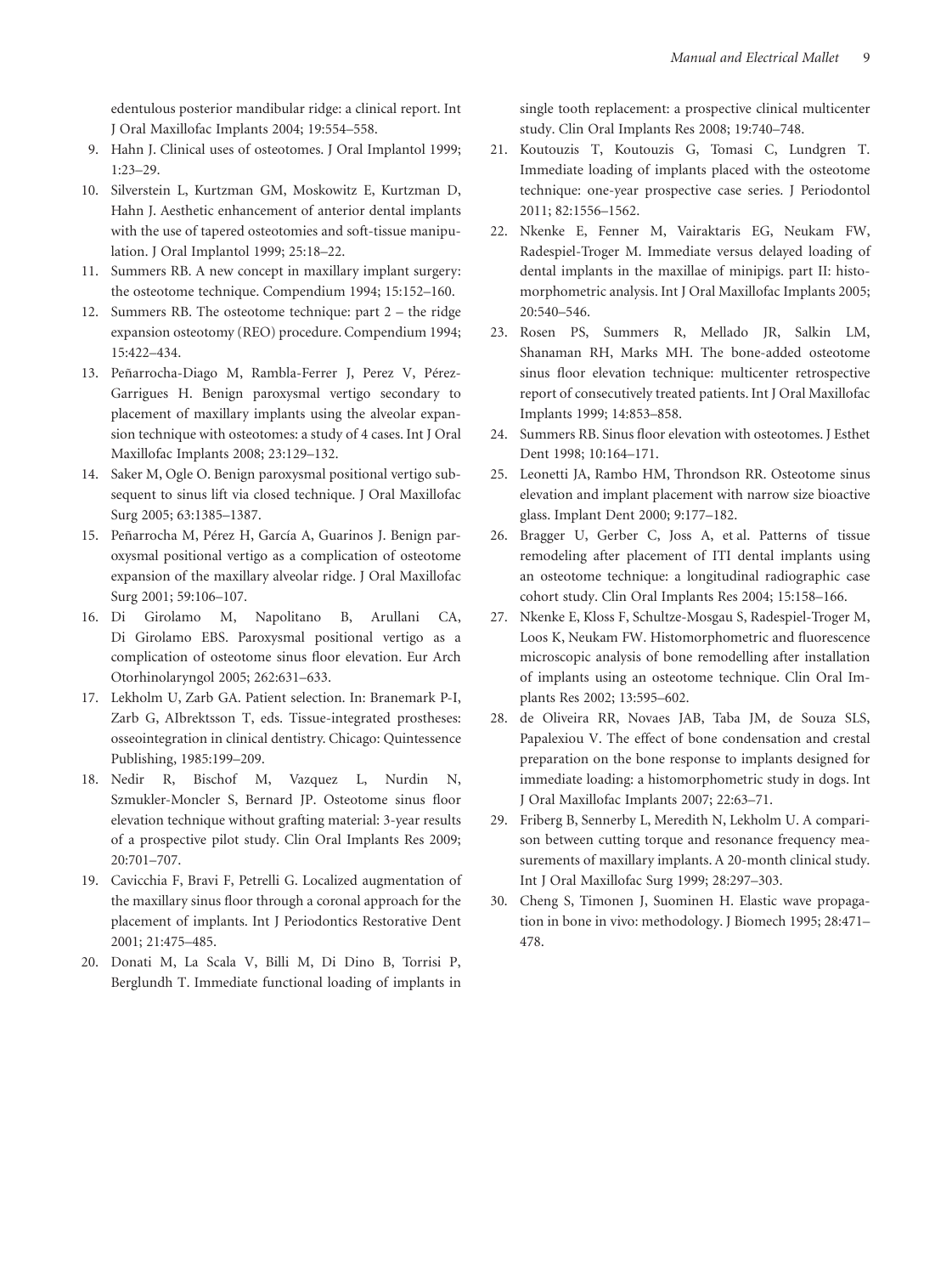edentulous posterior mandibular ridge: a clinical report. Int J Oral Maxillofac Implants 2004; 19:554–558.

9. Hahn J. Clinical uses of osteotomes. J Oral Implantol 1999; 1:23–29.
10. Silverstein L, Kurtzman GM, Moskowitz E, Kurtzman D, Hahn J. Aesthetic enhancement of anterior dental implants with the use of tapered osteotomies and soft-tissue manipulation. J Oral Implantol 1999; 25:18–22.
11. Summers RB. A new concept in maxillary implant surgery: the osteotome technique. Compendium 1994; 15:152–160.
12. Summers RB. The osteotome technique: part 2 – the ridge expansion osteotomy (REO) procedure. Compendium 1994; 15:422–434.
13. Peñarrocha-Diago M, Rambla-Ferrer J, Perez V, Pérez-Garrigues H. Benign paroxysmal vertigo secondary to placement of maxillary implants using the alveolar expansion technique with osteotomes: a study of 4 cases. Int J Oral Maxillofac Implants 2008; 23:129–132.
14. Saker M, Ogle O. Benign paroxysmal positional vertigo subsequent to sinus lift via closed technique. J Oral Maxillofac Surg 2005; 63:1385–1387.
15. Peñarrocha M, Pérez H, García A, Guarinos J. Benign paroxysmal positional vertigo as a complication of osteotome expansion of the maxillary alveolar ridge. J Oral Maxillofac Surg 2001; 59:106–107.
16. Di Girolamo M, Napolitano B, Arullani CA, Di Girolamo EBS. Paroxysmal positional vertigo as a complication of osteotome sinus floor elevation. Eur Arch Otorhinolaryngol 2005; 262:631–633.
17. Lekholm U, Zarb GA. Patient selection. In: Branemark P-I, Zarb G, AIbrektsson T, eds. Tissue-integrated prostheses: osseointegration in clinical dentistry. Chicago: Quintessence Publishing, 1985:199–209.
18. Nedir R, Bischof M, Vazquez L, Nurdin N, Szmukler-Moncler S, Bernard JP. Osteotome sinus floor elevation technique without grafting material: 3-year results of a prospective pilot study. Clin Oral Implants Res 2009; 20:701–707.
19. Cavicchia F, Bravi F, Petrelli G. Localized augmentation of the maxillary sinus floor through a coronal approach for the placement of implants. Int J Periodontics Restorative Dent 2001; 21:475–485.
20. Donati M, La Scala V, Billi M, Di Dino B, Torrisi P, Berglundh T. Immediate functional loading of implants in single tooth replacement: a prospective clinical multicenter study. Clin Oral Implants Res 2008; 19:740–748.
21. Koutouzis T, Koutouzis G, Tomasi C, Lundgren T. Immediate loading of implants placed with the osteotome technique: one-year prospective case series. J Periodontol 2011; 82:1556–1562.
22. Nkenke E, Fenner M, Vairaktaris EG, Neukam FW, Radespiel-Troger M. Immediate versus delayed loading of dental implants in the maxillae of minipigs. part II: histomorphometric analysis. Int J Oral Maxillofac Implants 2005; 20:540–546.
23. Rosen PS, Summers R, Mellado JR, Salkin LM, Shanaman RH, Marks MH. The bone-added osteotome sinus floor elevation technique: multicenter retrospective report of consecutively treated patients. Int J Oral Maxillofac Implants 1999; 14:853–858.
24. Summers RB. Sinus floor elevation with osteotomes. J Esthet Dent 1998; 10:164–171.
25. Leonetti JA, Rambo HM, Throndson RR. Osteotome sinus elevation and implant placement with narrow size bioactive glass. Implant Dent 2000; 9:177–182.
26. Bragger U, Gerber C, Joss A, et al. Patterns of tissue remodeling after placement of ITI dental implants using an osteotome technique: a longitudinal radiographic case cohort study. Clin Oral Implants Res 2004; 15:158–166.
27. Nkenke E, Kloss F, Schultze-Mosgau S, Radespiel-Troger M, Loos K, Neukam FW. Histomorphometric and fluorescence microscopic analysis of bone remodelling after installation of implants using an osteotome technique. Clin Oral Implants Res 2002; 13:595–602.
28. de Oliveira RR, Novaes JAB, Taba JM, de Souza SLS, Papalexiou V. The effect of bone condensation and crestal preparation on the bone response to implants designed for immediate loading: a histomorphometric study in dogs. Int J Oral Maxillofac Implants 2007; 22:63–71.
29. Friberg B, Sennerby L, Meredith N, Lekholm U. A comparison between cutting torque and resonance frequency measurements of maxillary implants. A 20-month clinical study. Int J Oral Maxillofac Surg 1999; 28:297–303.
30. Cheng S, Timonen J, Suominen H. Elastic wave propagation in bone in vivo: methodology. J Biomech 1995; 28:471–478.